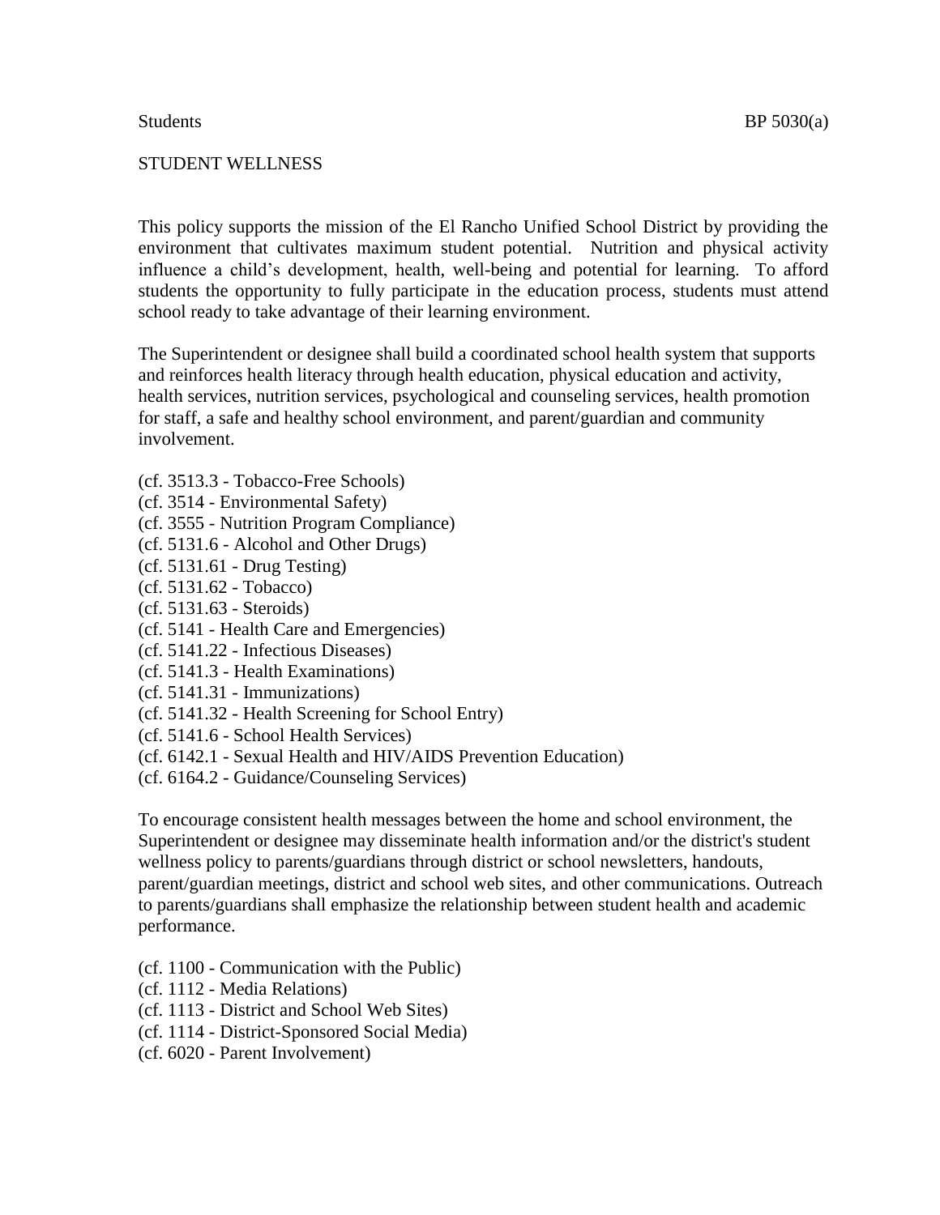Students BP 5030(a)

# STUDENT WELLNESS

This policy supports the mission of the El Rancho Unified School District by providing the environment that cultivates maximum student potential. Nutrition and physical activity influence a child's development, health, well-being and potential for learning. To afford students the opportunity to fully participate in the education process, students must attend school ready to take advantage of their learning environment.

The Superintendent or designee shall build a coordinated school health system that supports and reinforces health literacy through health education, physical education and activity, health services, nutrition services, psychological and counseling services, health promotion for staff, a safe and healthy school environment, and parent/guardian and community involvement.

(cf. 3513.3 - Tobacco-Free Schools)
(cf. 3514 - Environmental Safety)
(cf. 3555 - Nutrition Program Compliance)
(cf. 5131.6 - Alcohol and Other Drugs)
(cf. 5131.61 - Drug Testing)
(cf. 5131.62 - Tobacco)
(cf. 5131.63 - Steroids)
(cf. 5141 - Health Care and Emergencies)
(cf. 5141.22 - Infectious Diseases)
(cf. 5141.3 - Health Examinations)
(cf. 5141.31 - Immunizations)
(cf. 5141.32 - Health Screening for School Entry)
(cf. 5141.6 - School Health Services)
(cf. 6142.1 - Sexual Health and HIV/AIDS Prevention Education)
(cf. 6164.2 - Guidance/Counseling Services)

To encourage consistent health messages between the home and school environment, the Superintendent or designee may disseminate health information and/or the district's student wellness policy to parents/guardians through district or school newsletters, handouts, parent/guardian meetings, district and school web sites, and other communications. Outreach to parents/guardians shall emphasize the relationship between student health and academic performance.

(cf. 1100 - Communication with the Public)
(cf. 1112 - Media Relations)
(cf. 1113 - District and School Web Sites)
(cf. 1114 - District-Sponsored Social Media)
(cf. 6020 - Parent Involvement)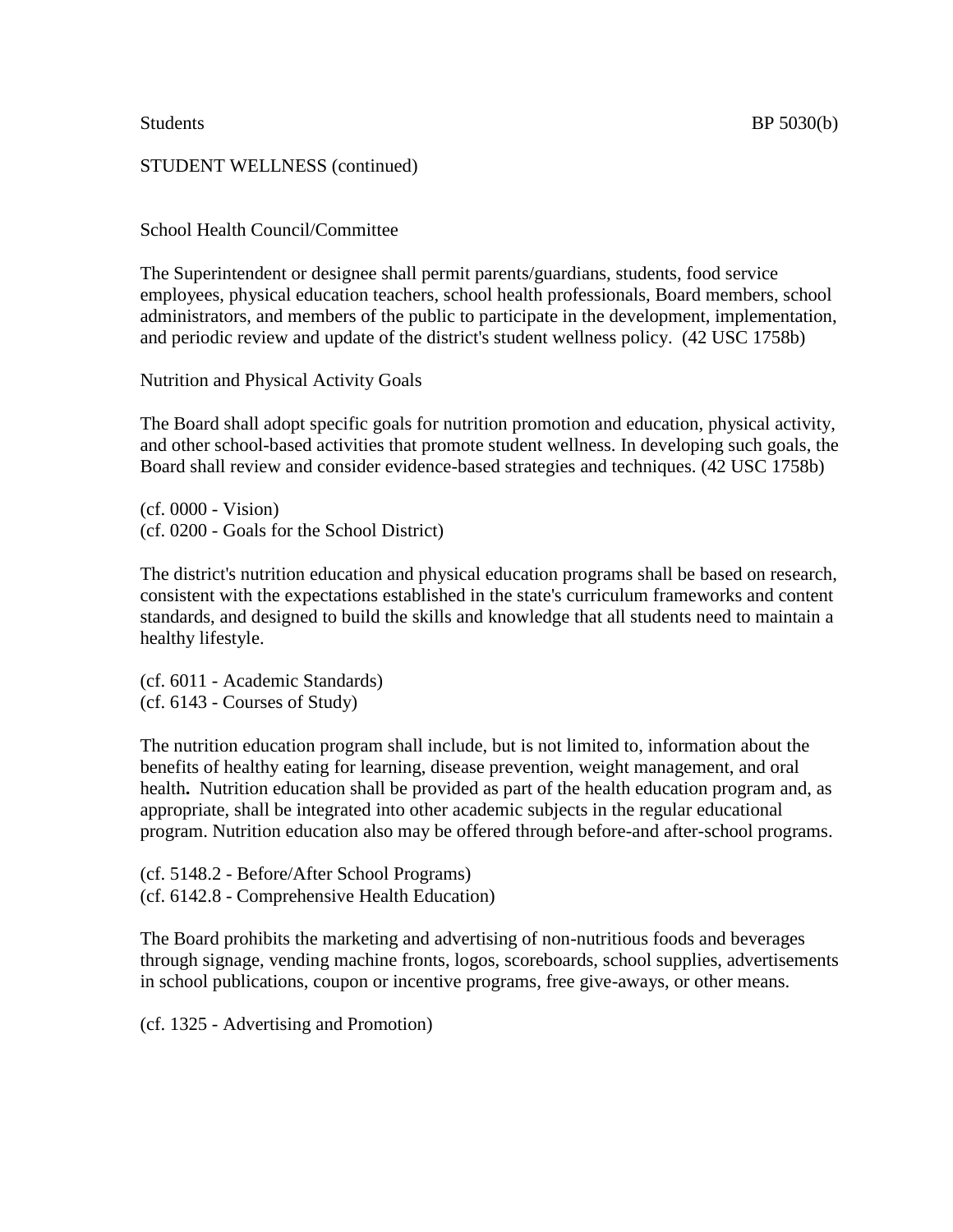STUDENT WELLNESS (continued)

School Health Council/Committee

The Superintendent or designee shall permit parents/guardians, students, food service employees, physical education teachers, school health professionals, Board members, school administrators, and members of the public to participate in the development, implementation, and periodic review and update of the district's student wellness policy. (42 USC 1758b)

Nutrition and Physical Activity Goals

The Board shall adopt specific goals for nutrition promotion and education, physical activity, and other school-based activities that promote student wellness. In developing such goals, the Board shall review and consider evidence-based strategies and techniques. (42 USC 1758b)

(cf. 0000 - Vision)
(cf. 0200 - Goals for the School District)

The district's nutrition education and physical education programs shall be based on research, consistent with the expectations established in the state's curriculum frameworks and content standards, and designed to build the skills and knowledge that all students need to maintain a healthy lifestyle.

(cf. 6011 - Academic Standards)
(cf. 6143 - Courses of Study)

The nutrition education program shall include, but is not limited to, information about the benefits of healthy eating for learning, disease prevention, weight management, and oral health**.** Nutrition education shall be provided as part of the health education program and, as appropriate, shall be integrated into other academic subjects in the regular educational program. Nutrition education also may be offered through before-and after-school programs.

(cf. 5148.2 - Before/After School Programs)
(cf. 6142.8 - Comprehensive Health Education)

The Board prohibits the marketing and advertising of non-nutritious foods and beverages through signage, vending machine fronts, logos, scoreboards, school supplies, advertisements in school publications, coupon or incentive programs, free give-aways, or other means.

(cf. 1325 - Advertising and Promotion)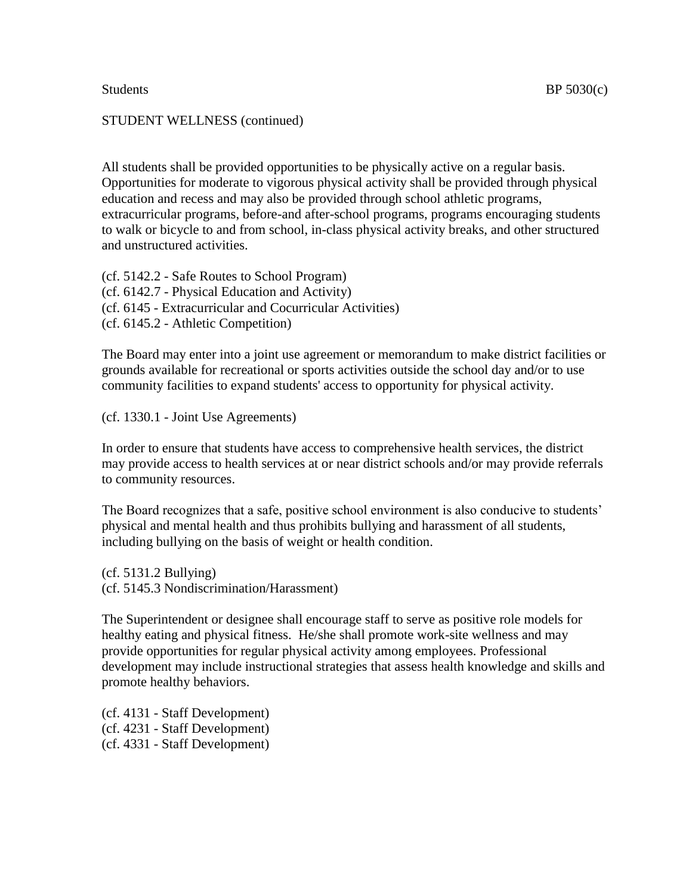STUDENT WELLNESS (continued)

All students shall be provided opportunities to be physically active on a regular basis. Opportunities for moderate to vigorous physical activity shall be provided through physical education and recess and may also be provided through school athletic programs, extracurricular programs, before-and after-school programs, programs encouraging students to walk or bicycle to and from school, in-class physical activity breaks, and other structured and unstructured activities.

(cf. 5142.2 - Safe Routes to School Program)
(cf. 6142.7 - Physical Education and Activity)
(cf. 6145 - Extracurricular and Cocurricular Activities)
(cf. 6145.2 - Athletic Competition)

The Board may enter into a joint use agreement or memorandum to make district facilities or grounds available for recreational or sports activities outside the school day and/or to use community facilities to expand students' access to opportunity for physical activity.

(cf. 1330.1 - Joint Use Agreements)

In order to ensure that students have access to comprehensive health services, the district may provide access to health services at or near district schools and/or may provide referrals to community resources.

The Board recognizes that a safe, positive school environment is also conducive to students' physical and mental health and thus prohibits bullying and harassment of all students, including bullying on the basis of weight or health condition.

(cf. 5131.2 Bullying)
(cf. 5145.3 Nondiscrimination/Harassment)

The Superintendent or designee shall encourage staff to serve as positive role models for healthy eating and physical fitness. He/she shall promote work-site wellness and may provide opportunities for regular physical activity among employees. Professional development may include instructional strategies that assess health knowledge and skills and promote healthy behaviors.

(cf. 4131 - Staff Development)
(cf. 4231 - Staff Development)
(cf. 4331 - Staff Development)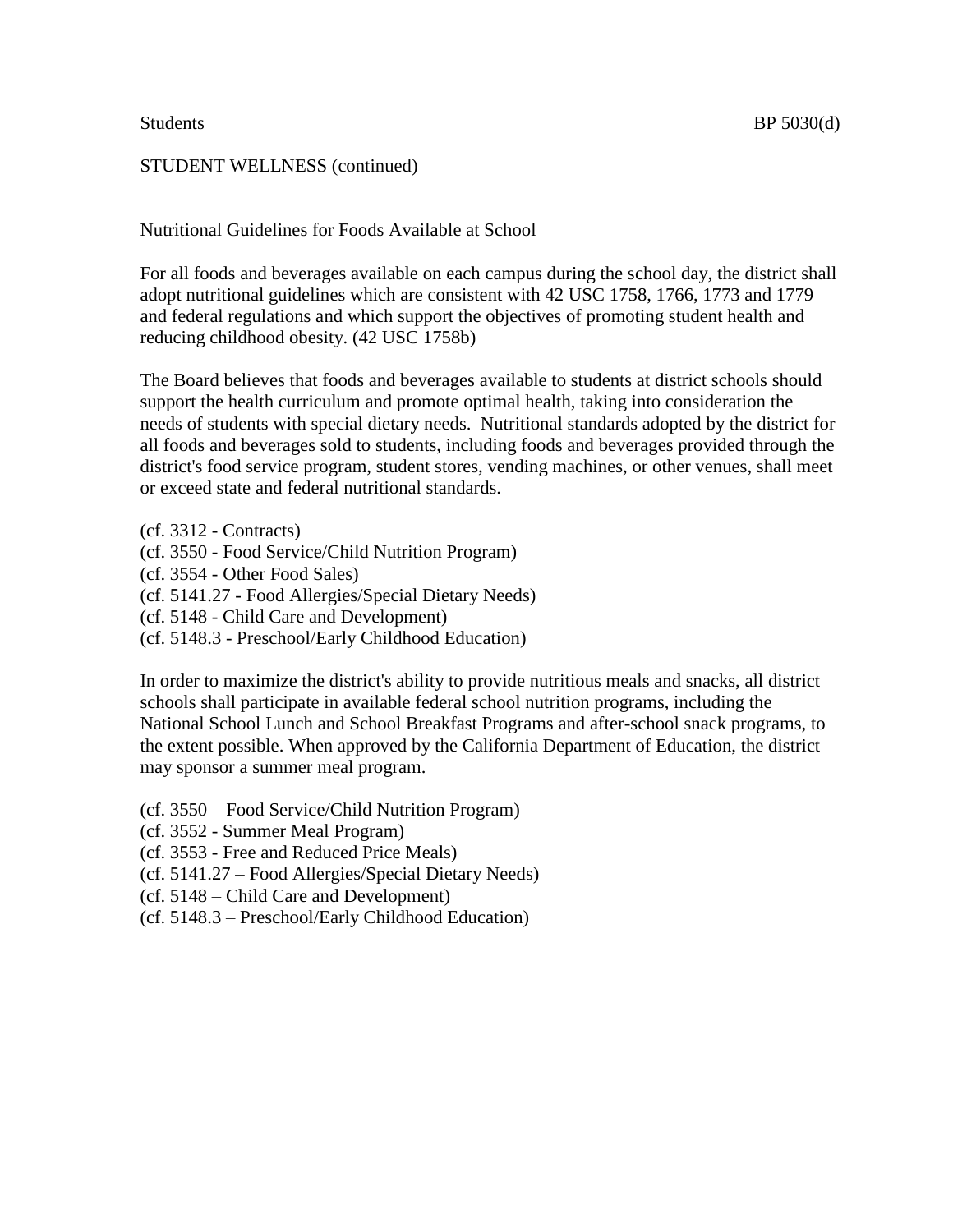STUDENT WELLNESS (continued)

## Nutritional Guidelines for Foods Available at School

For all foods and beverages available on each campus during the school day, the district shall adopt nutritional guidelines which are consistent with 42 USC 1758, 1766, 1773 and 1779 and federal regulations and which support the objectives of promoting student health and reducing childhood obesity. (42 USC 1758b)

The Board believes that foods and beverages available to students at district schools should support the health curriculum and promote optimal health, taking into consideration the needs of students with special dietary needs. Nutritional standards adopted by the district for all foods and beverages sold to students, including foods and beverages provided through the district's food service program, student stores, vending machines, or other venues, shall meet or exceed state and federal nutritional standards.

(cf. 3312 - Contracts)
(cf. 3550 - Food Service/Child Nutrition Program)
(cf. 3554 - Other Food Sales)
(cf. 5141.27 - Food Allergies/Special Dietary Needs)
(cf. 5148 - Child Care and Development)
(cf. 5148.3 - Preschool/Early Childhood Education)

In order to maximize the district's ability to provide nutritious meals and snacks, all district schools shall participate in available federal school nutrition programs, including the National School Lunch and School Breakfast Programs and after-school snack programs, to the extent possible. When approved by the California Department of Education, the district may sponsor a summer meal program.

(cf. 3550 – Food Service/Child Nutrition Program)
(cf. 3552 - Summer Meal Program)
(cf. 3553 - Free and Reduced Price Meals)
(cf. 5141.27 – Food Allergies/Special Dietary Needs)
(cf. 5148 – Child Care and Development)
(cf. 5148.3 – Preschool/Early Childhood Education)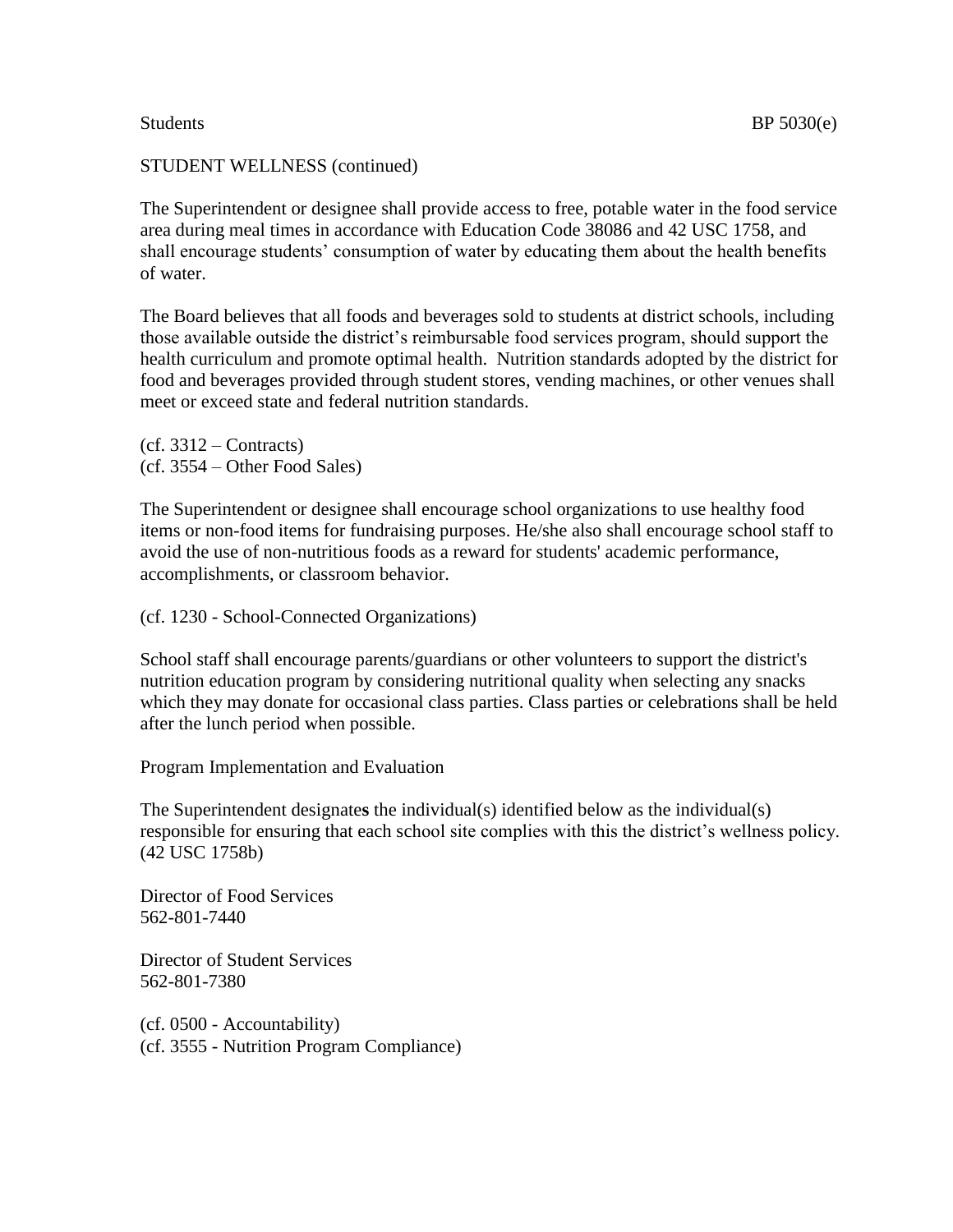STUDENT WELLNESS (continued)

The Superintendent or designee shall provide access to free, potable water in the food service area during meal times in accordance with Education Code 38086 and 42 USC 1758, and shall encourage students' consumption of water by educating them about the health benefits of water.

The Board believes that all foods and beverages sold to students at district schools, including those available outside the district's reimbursable food services program, should support the health curriculum and promote optimal health. Nutrition standards adopted by the district for food and beverages provided through student stores, vending machines, or other venues shall meet or exceed state and federal nutrition standards.

(cf. 3312 – Contracts)
(cf. 3554 – Other Food Sales)

The Superintendent or designee shall encourage school organizations to use healthy food items or non-food items for fundraising purposes. He/she also shall encourage school staff to avoid the use of non-nutritious foods as a reward for students' academic performance, accomplishments, or classroom behavior.

(cf. 1230 - School-Connected Organizations)

School staff shall encourage parents/guardians or other volunteers to support the district's nutrition education program by considering nutritional quality when selecting any snacks which they may donate for occasional class parties. Class parties or celebrations shall be held after the lunch period when possible.

Program Implementation and Evaluation

The Superintendent designate**s** the individual(s) identified below as the individual(s) responsible for ensuring that each school site complies with this the district's wellness policy. (42 USC 1758b)

Director of Food Services
562-801-7440

Director of Student Services
562-801-7380

(cf. 0500 - Accountability)
(cf. 3555 - Nutrition Program Compliance)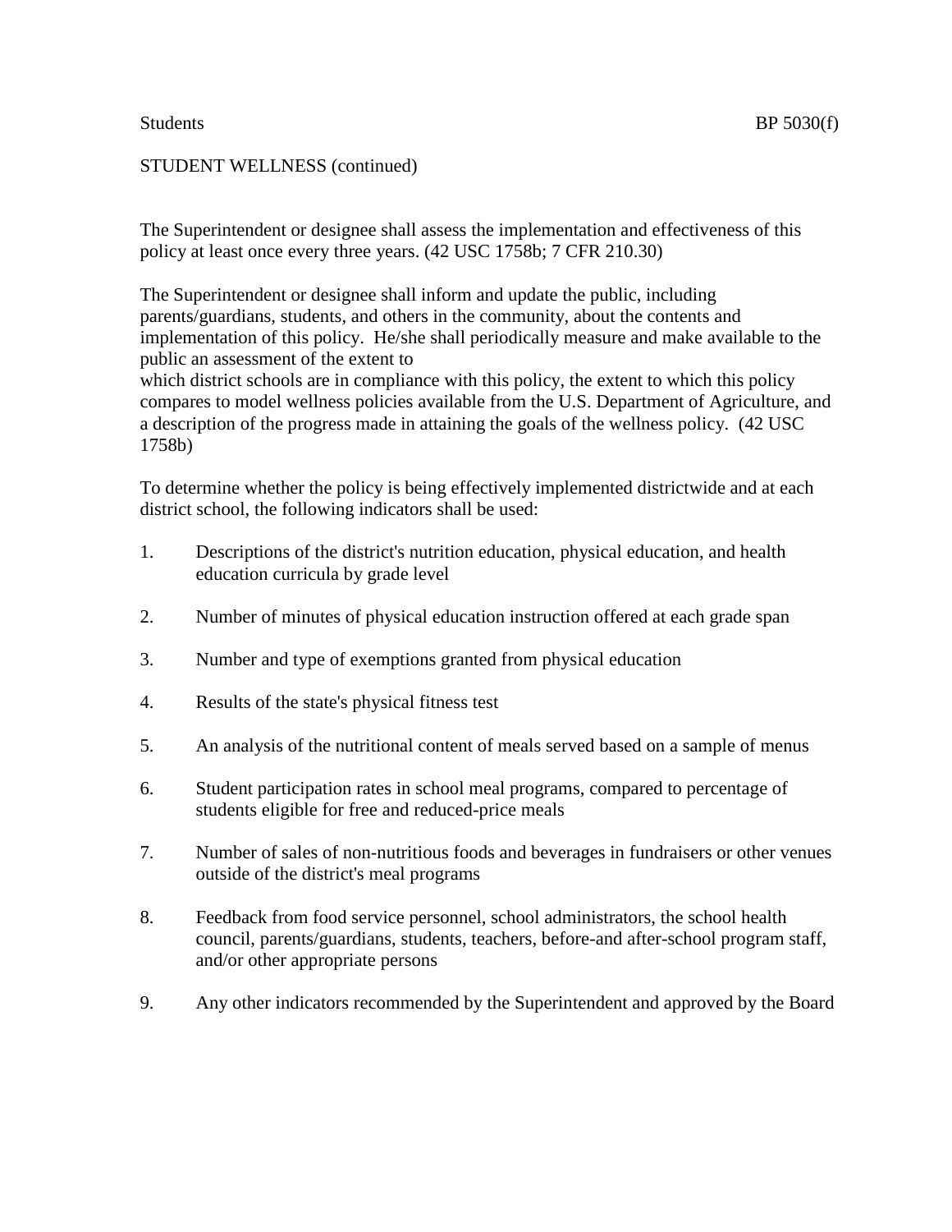The Superintendent or designee shall assess the implementation and effectiveness of this policy at least once every three years. (42 USC 1758b; 7 CFR 210.30)

The Superintendent or designee shall inform and update the public, including parents/guardians, students, and others in the community, about the contents and implementation of this policy. He/she shall periodically measure and make available to the public an assessment of the extent to which district schools are in compliance with this policy, the extent to which this policy compares to model wellness policies available from the U.S. Department of Agriculture, and a description of the progress made in attaining the goals of the wellness policy. (42 USC 1758b)

To determine whether the policy is being effectively implemented districtwide and at each district school, the following indicators shall be used:

1. Descriptions of the district's nutrition education, physical education, and health education curricula by grade level

2. Number of minutes of physical education instruction offered at each grade span

3. Number and type of exemptions granted from physical education

4. Results of the state's physical fitness test

5. An analysis of the nutritional content of meals served based on a sample of menus

6. Student participation rates in school meal programs, compared to percentage of students eligible for free and reduced-price meals

7. Number of sales of non-nutritious foods and beverages in fundraisers or other venues outside of the district's meal programs

8. Feedback from food service personnel, school administrators, the school health council, parents/guardians, students, teachers, before-and after-school program staff, and/or other appropriate persons

9. Any other indicators recommended by the Superintendent and approved by the Board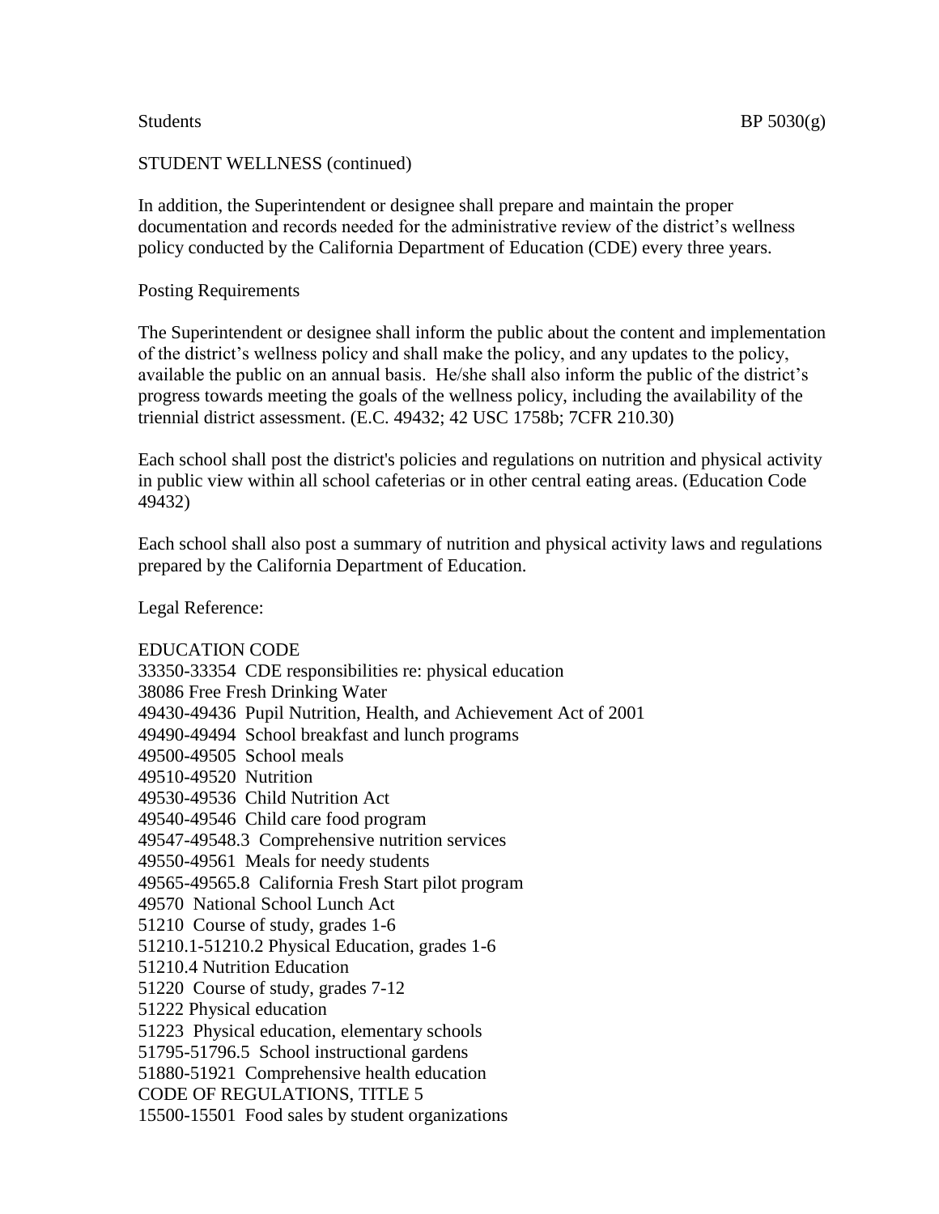STUDENT WELLNESS (continued)

In addition, the Superintendent or designee shall prepare and maintain the proper documentation and records needed for the administrative review of the district's wellness policy conducted by the California Department of Education (CDE) every three years.

Posting Requirements

The Superintendent or designee shall inform the public about the content and implementation of the district's wellness policy and shall make the policy, and any updates to the policy, available the public on an annual basis. He/she shall also inform the public of the district's progress towards meeting the goals of the wellness policy, including the availability of the triennial district assessment. (E.C. 49432; 42 USC 1758b; 7CFR 210.30)

Each school shall post the district's policies and regulations on nutrition and physical activity in public view within all school cafeterias or in other central eating areas. (Education Code 49432)

Each school shall also post a summary of nutrition and physical activity laws and regulations prepared by the California Department of Education.

Legal Reference:

EDUCATION CODE
33350-33354 CDE responsibilities re: physical education
38086 Free Fresh Drinking Water
49430-49436 Pupil Nutrition, Health, and Achievement Act of 2001
49490-49494 School breakfast and lunch programs
49500-49505 School meals
49510-49520 Nutrition
49530-49536 Child Nutrition Act
49540-49546 Child care food program
49547-49548.3 Comprehensive nutrition services
49550-49561 Meals for needy students
49565-49565.8 California Fresh Start pilot program
49570 National School Lunch Act
51210 Course of study, grades 1-6
51210.1-51210.2 Physical Education, grades 1-6
51210.4 Nutrition Education
51220 Course of study, grades 7-12
51222 Physical education
51223 Physical education, elementary schools
51795-51796.5 School instructional gardens
51880-51921 Comprehensive health education
CODE OF REGULATIONS, TITLE 5
15500-15501 Food sales by student organizations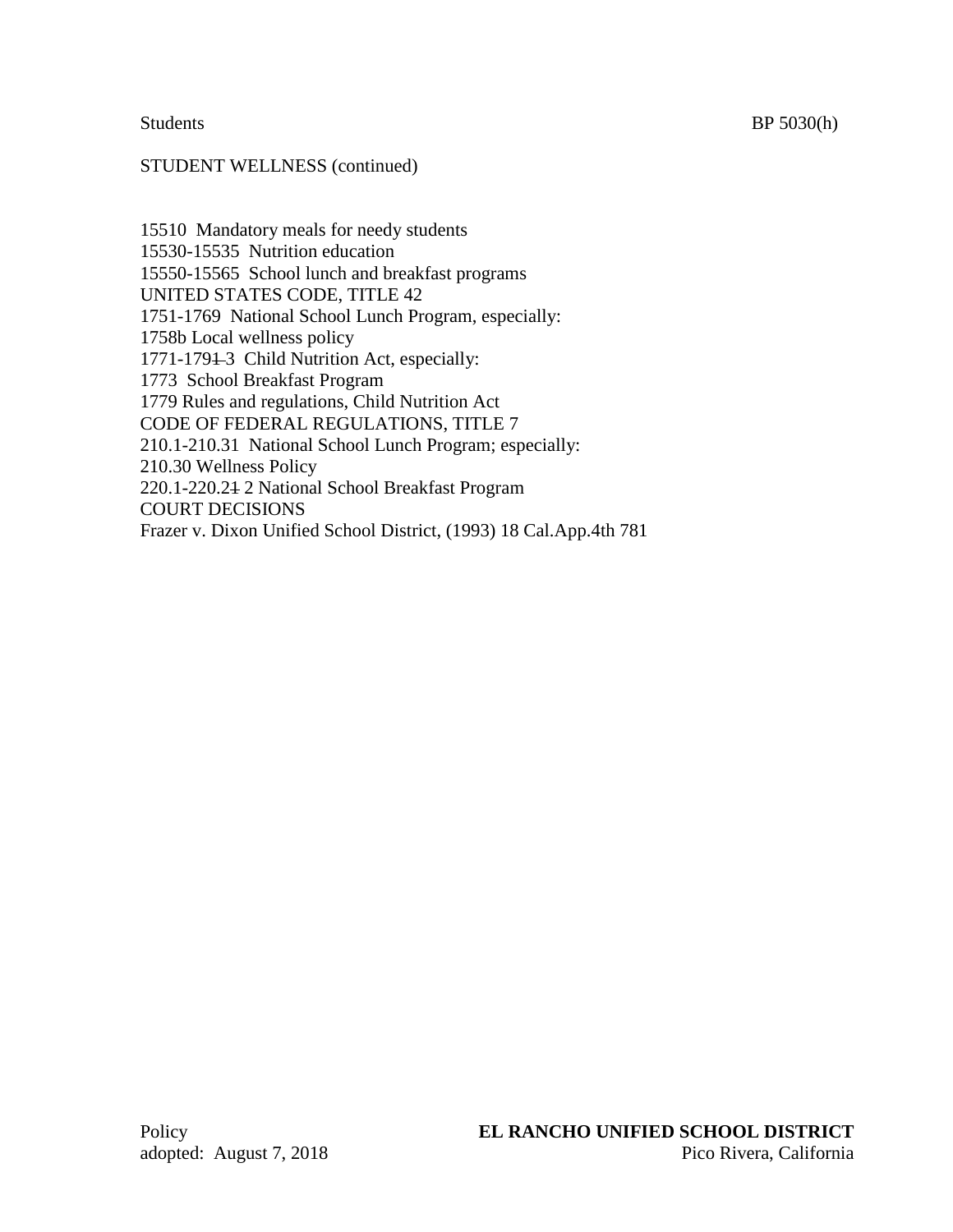STUDENT WELLNESS (continued)

15510 Mandatory meals for needy students
15530-15535 Nutrition education
15550-15565 School lunch and breakfast programs
UNITED STATES CODE, TITLE 42
1751-1769 National School Lunch Program, especially:
1758b Local wellness policy
1771-1791 3 Child Nutrition Act, especially:
1773 School Breakfast Program
1779 Rules and regulations, Child Nutrition Act
CODE OF FEDERAL REGULATIONS, TITLE 7
210.1-210.31 National School Lunch Program; especially:
210.30 Wellness Policy
220.1-220.21 2 National School Breakfast Program
COURT DECISIONS
Frazer v. Dixon Unified School District, (1993) 18 Cal.App.4th 781

Policy
adopted: August 7, 2018

**EL RANCHO UNIFIED SCHOOL DISTRICT**
Pico Rivera, California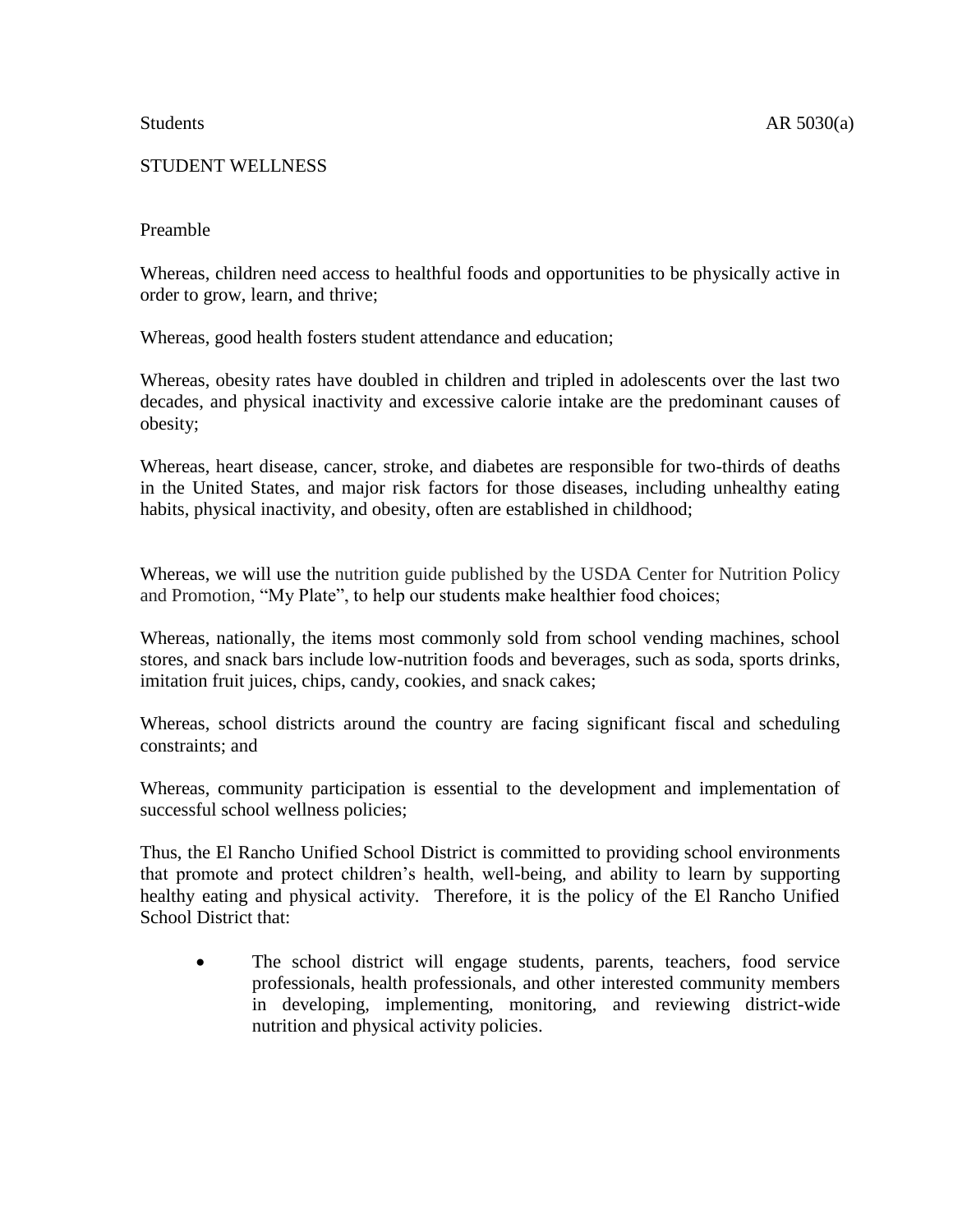Students AR 5030(a)

STUDENT WELLNESS

Preamble

Whereas, children need access to healthful foods and opportunities to be physically active in order to grow, learn, and thrive;

Whereas, good health fosters student attendance and education;

Whereas, obesity rates have doubled in children and tripled in adolescents over the last two decades, and physical inactivity and excessive calorie intake are the predominant causes of obesity;

Whereas, heart disease, cancer, stroke, and diabetes are responsible for two-thirds of deaths in the United States, and major risk factors for those diseases, including unhealthy eating habits, physical inactivity, and obesity, often are established in childhood;

Whereas, we will use the nutrition guide published by the USDA Center for Nutrition Policy and Promotion, "My Plate", to help our students make healthier food choices;

Whereas, nationally, the items most commonly sold from school vending machines, school stores, and snack bars include low-nutrition foods and beverages, such as soda, sports drinks, imitation fruit juices, chips, candy, cookies, and snack cakes;

Whereas, school districts around the country are facing significant fiscal and scheduling constraints; and

Whereas, community participation is essential to the development and implementation of successful school wellness policies;

Thus, the El Rancho Unified School District is committed to providing school environments that promote and protect children's health, well-being, and ability to learn by supporting healthy eating and physical activity. Therefore, it is the policy of the El Rancho Unified School District that:

- The school district will engage students, parents, teachers, food service professionals, health professionals, and other interested community members in developing, implementing, monitoring, and reviewing district-wide nutrition and physical activity policies.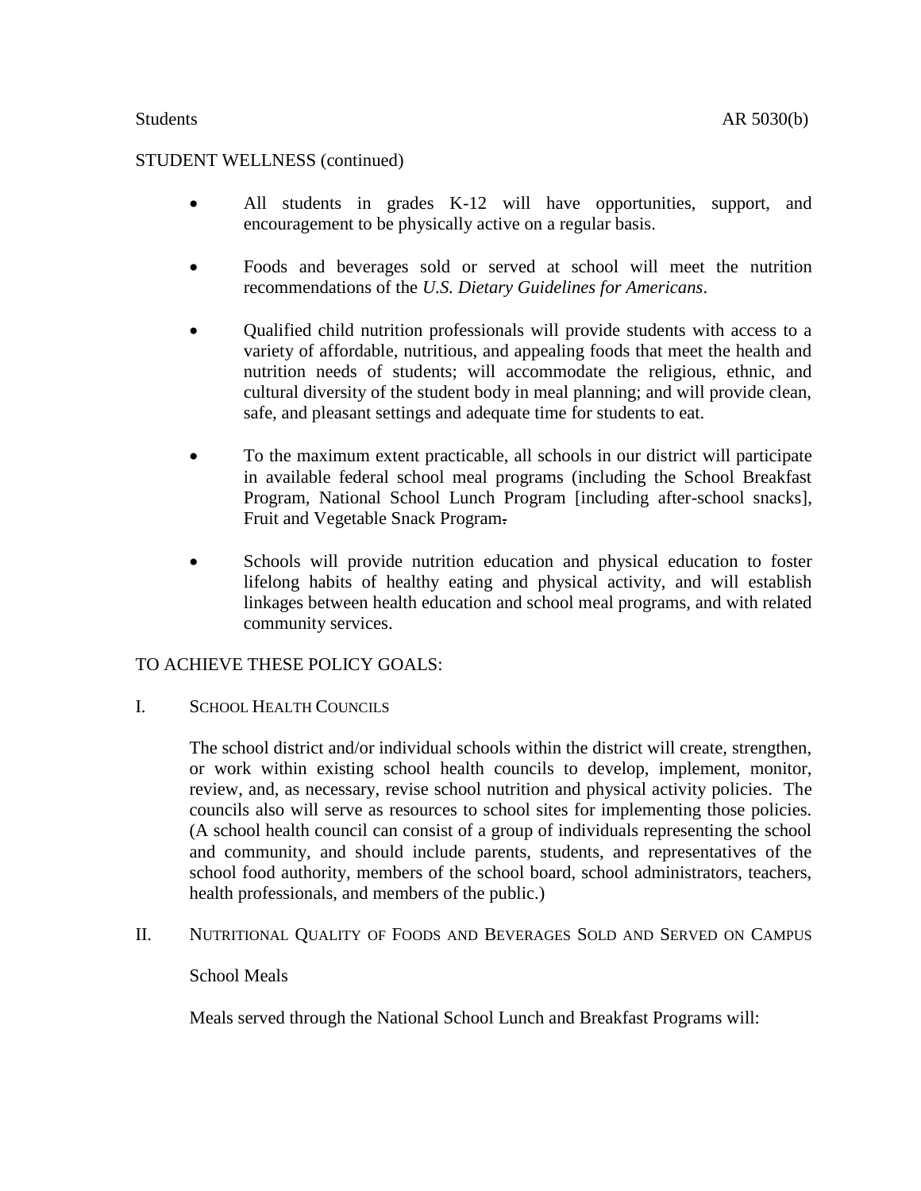STUDENT WELLNESS (continued)

- All students in grades K-12 will have opportunities, support, and encouragement to be physically active on a regular basis.

- Foods and beverages sold or served at school will meet the nutrition recommendations of the *U.S. Dietary Guidelines for Americans*.

- Qualified child nutrition professionals will provide students with access to a variety of affordable, nutritious, and appealing foods that meet the health and nutrition needs of students; will accommodate the religious, ethnic, and cultural diversity of the student body in meal planning; and will provide clean, safe, and pleasant settings and adequate time for students to eat.

- To the maximum extent practicable, all schools in our district will participate in available federal school meal programs (including the School Breakfast Program, National School Lunch Program [including after-school snacks], Fruit and Vegetable Snack Program.

- Schools will provide nutrition education and physical education to foster lifelong habits of healthy eating and physical activity, and will establish linkages between health education and school meal programs, and with related community services.

TO ACHIEVE THESE POLICY GOALS:

## I. School Health Councils

The school district and/or individual schools within the district will create, strengthen, or work within existing school health councils to develop, implement, monitor, review, and, as necessary, revise school nutrition and physical activity policies. The councils also will serve as resources to school sites for implementing those policies. (A school health council can consist of a group of individuals representing the school and community, and should include parents, students, and representatives of the school food authority, members of the school board, school administrators, teachers, health professionals, and members of the public.)

## II. Nutritional Quality of Foods and Beverages Sold and Served on Campus

School Meals

Meals served through the National School Lunch and Breakfast Programs will: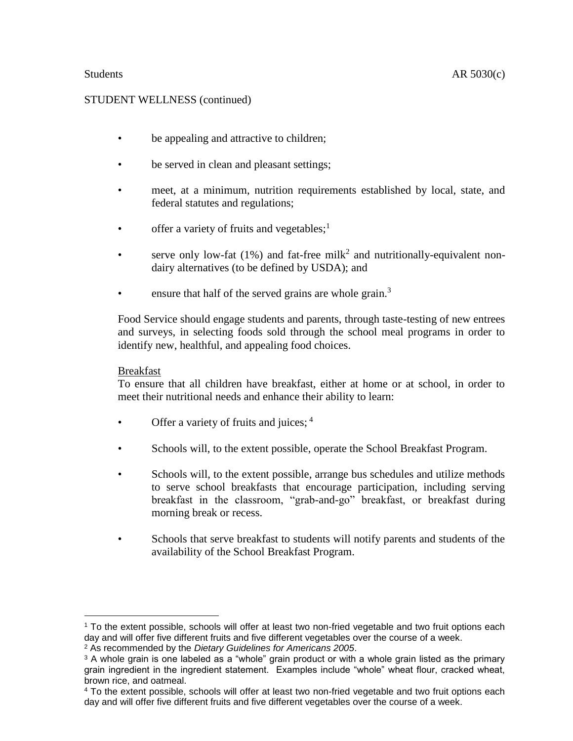- be appealing and attractive to children;
- be served in clean and pleasant settings;
- meet, at a minimum, nutrition requirements established by local, state, and federal statutes and regulations;
- offer a variety of fruits and vegetables;[1]
- serve only low-fat (1%) and fat-free milk[2] and nutritionally-equivalent non-dairy alternatives (to be defined by USDA); and
- ensure that half of the served grains are whole grain.[3]

Food Service should engage students and parents, through taste-testing of new entrees and surveys, in selecting foods sold through the school meal programs in order to identify new, healthful, and appealing food choices.

Breakfast

To ensure that all children have breakfast, either at home or at school, in order to meet their nutritional needs and enhance their ability to learn:

- Offer a variety of fruits and juices; [4]
- Schools will, to the extent possible, operate the School Breakfast Program.
- Schools will, to the extent possible, arrange bus schedules and utilize methods to serve school breakfasts that encourage participation, including serving breakfast in the classroom, "grab-and-go" breakfast, or breakfast during morning break or recess.
- Schools that serve breakfast to students will notify parents and students of the availability of the School Breakfast Program.

---

[1] To the extent possible, schools will offer at least two non-fried vegetable and two fruit options each day and will offer five different fruits and five different vegetables over the course of a week.

[2] As recommended by the *Dietary Guidelines for Americans 2005*.

[3] A whole grain is one labeled as a "whole" grain product or with a whole grain listed as the primary grain ingredient in the ingredient statement. Examples include "whole" wheat flour, cracked wheat, brown rice, and oatmeal.

[4] To the extent possible, schools will offer at least two non-fried vegetable and two fruit options each day and will offer five different fruits and five different vegetables over the course of a week.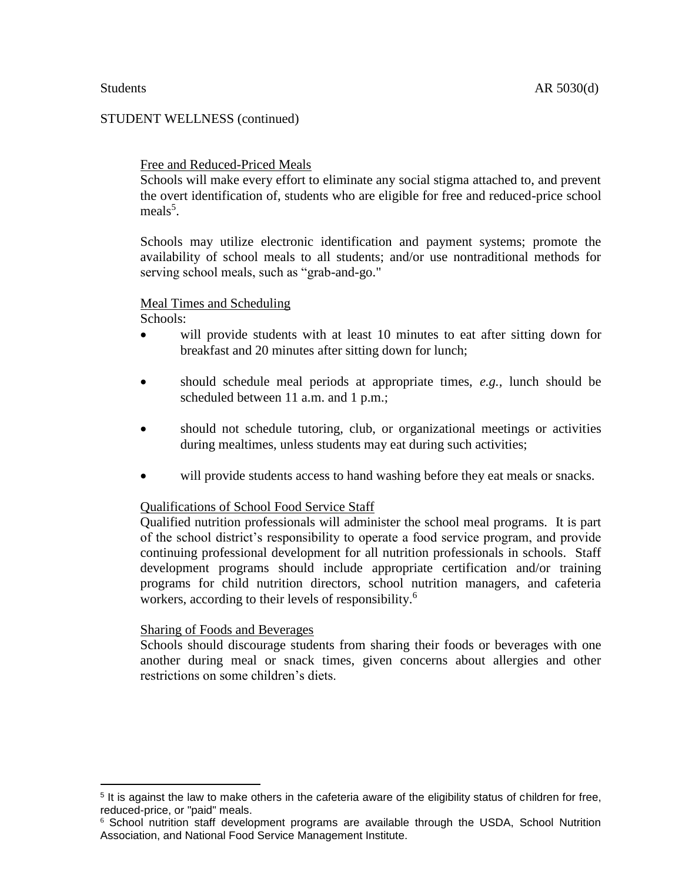STUDENT WELLNESS (continued)

Free and Reduced-Priced Meals

Schools will make every effort to eliminate any social stigma attached to, and prevent the overt identification of, students who are eligible for free and reduced-price school meals[5].

Schools may utilize electronic identification and payment systems; promote the availability of school meals to all students; and/or use nontraditional methods for serving school meals, such as "grab-and-go."

Meal Times and Scheduling

Schools:

- will provide students with at least 10 minutes to eat after sitting down for breakfast and 20 minutes after sitting down for lunch;
- should schedule meal periods at appropriate times, *e.g.,* lunch should be scheduled between 11 a.m. and 1 p.m.;
- should not schedule tutoring, club, or organizational meetings or activities during mealtimes, unless students may eat during such activities;
- will provide students access to hand washing before they eat meals or snacks.

Qualifications of School Food Service Staff

Qualified nutrition professionals will administer the school meal programs. It is part of the school district's responsibility to operate a food service program, and provide continuing professional development for all nutrition professionals in schools. Staff development programs should include appropriate certification and/or training programs for child nutrition directors, school nutrition managers, and cafeteria workers, according to their levels of responsibility.[6]

Sharing of Foods and Beverages

Schools should discourage students from sharing their foods or beverages with one another during meal or snack times, given concerns about allergies and other restrictions on some children's diets.

---

[5] It is against the law to make others in the cafeteria aware of the eligibility status of children for free, reduced-price, or "paid" meals.

[6] School nutrition staff development programs are available through the USDA, School Nutrition Association, and National Food Service Management Institute.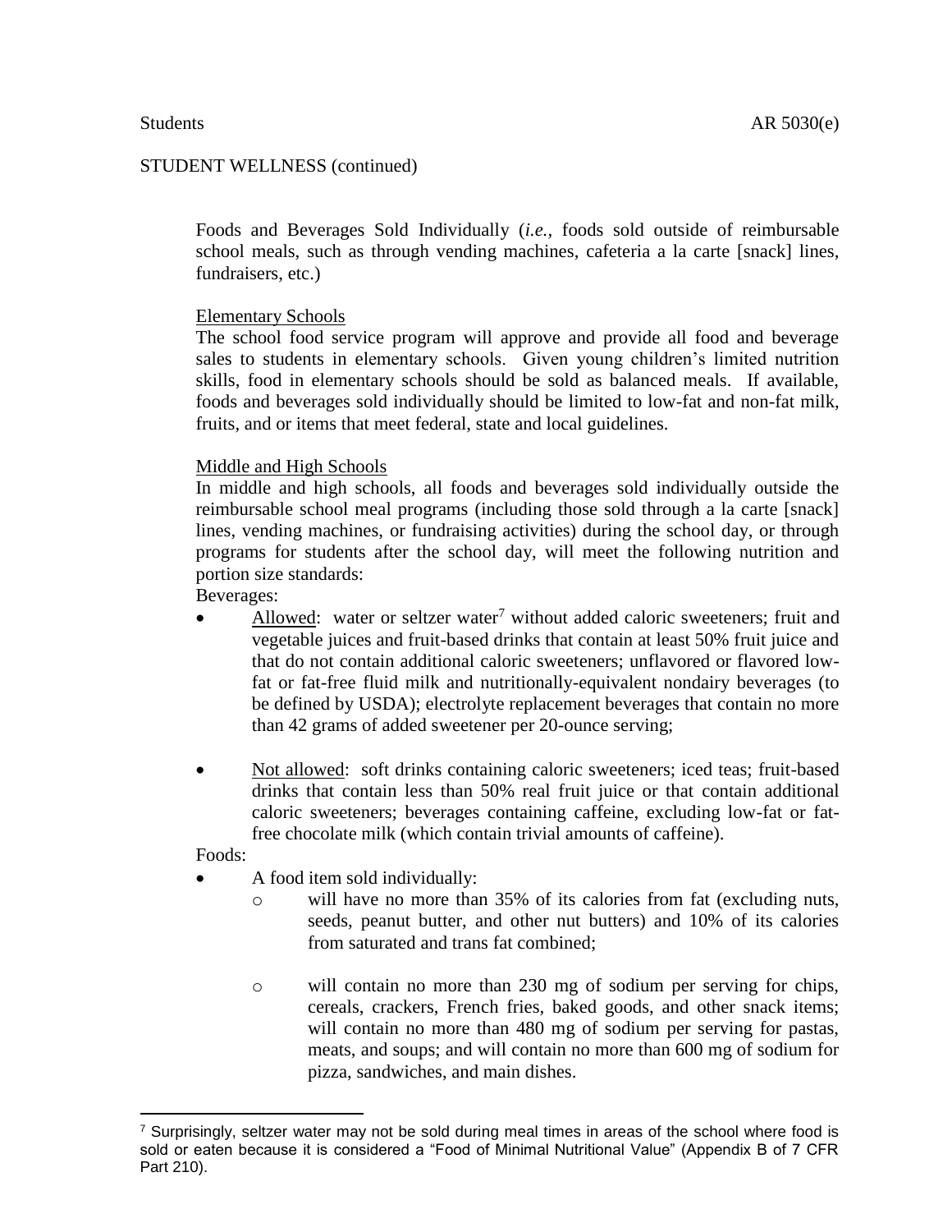Foods and Beverages Sold Individually (*i.e.,* foods sold outside of reimbursable school meals, such as through vending machines, cafeteria a la carte [snack] lines, fundraisers, etc.)

Elementary Schools

The school food service program will approve and provide all food and beverage sales to students in elementary schools. Given young children's limited nutrition skills, food in elementary schools should be sold as balanced meals. If available, foods and beverages sold individually should be limited to low-fat and non-fat milk, fruits, and or items that meet federal, state and local guidelines.

Middle and High Schools

In middle and high schools, all foods and beverages sold individually outside the reimbursable school meal programs (including those sold through a la carte [snack] lines, vending machines, or fundraising activities) during the school day, or through programs for students after the school day, will meet the following nutrition and portion size standards:

Beverages:

- Allowed: water or seltzer water[7] without added caloric sweeteners; fruit and vegetable juices and fruit-based drinks that contain at least 50% fruit juice and that do not contain additional caloric sweeteners; unflavored or flavored low-fat or fat-free fluid milk and nutritionally-equivalent nondairy beverages (to be defined by USDA); electrolyte replacement beverages that contain no more than 42 grams of added sweetener per 20-ounce serving;

- Not allowed: soft drinks containing caloric sweeteners; iced teas; fruit-based drinks that contain less than 50% real fruit juice or that contain additional caloric sweeteners; beverages containing caffeine, excluding low-fat or fat-free chocolate milk (which contain trivial amounts of caffeine).

Foods:

- A food item sold individually:
    - will have no more than 35% of its calories from fat (excluding nuts, seeds, peanut butter, and other nut butters) and 10% of its calories from saturated and trans fat combined;

    - will contain no more than 230 mg of sodium per serving for chips, cereals, crackers, French fries, baked goods, and other snack items; will contain no more than 480 mg of sodium per serving for pastas, meats, and soups; and will contain no more than 600 mg of sodium for pizza, sandwiches, and main dishes.

[7] Surprisingly, seltzer water may not be sold during meal times in areas of the school where food is sold or eaten because it is considered a "Food of Minimal Nutritional Value" (Appendix B of 7 CFR Part 210).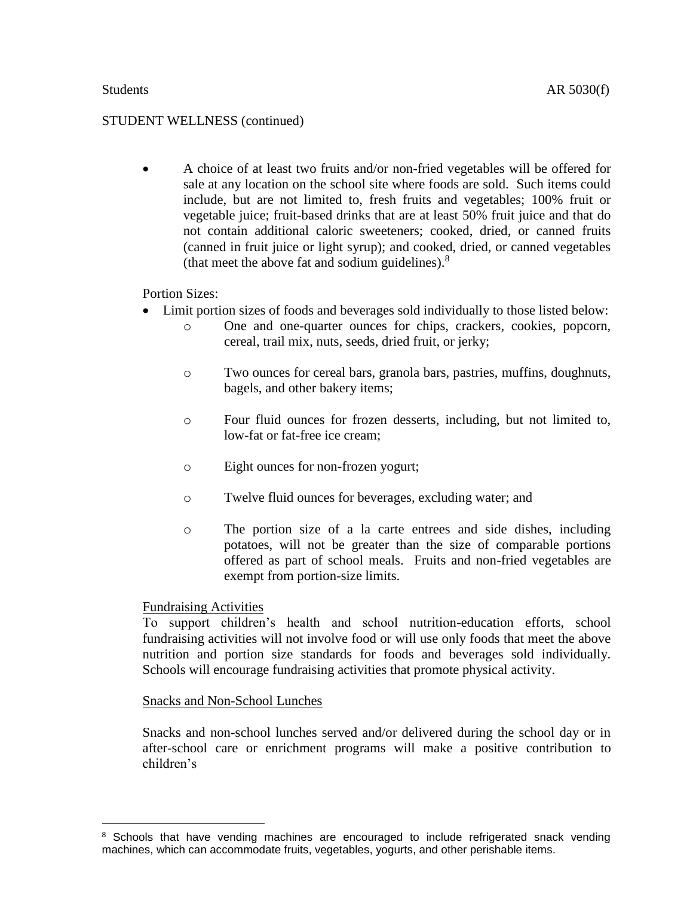- A choice of at least two fruits and/or non-fried vegetables will be offered for sale at any location on the school site where foods are sold. Such items could include, but are not limited to, fresh fruits and vegetables; 100% fruit or vegetable juice; fruit-based drinks that are at least 50% fruit juice and that do not contain additional caloric sweeteners; cooked, dried, or canned fruits (canned in fruit juice or light syrup); and cooked, dried, or canned vegetables (that meet the above fat and sodium guidelines).[8]

Portion Sizes:

- Limit portion sizes of foods and beverages sold individually to those listed below:
  - One and one-quarter ounces for chips, crackers, cookies, popcorn, cereal, trail mix, nuts, seeds, dried fruit, or jerky;
  - Two ounces for cereal bars, granola bars, pastries, muffins, doughnuts, bagels, and other bakery items;
  - Four fluid ounces for frozen desserts, including, but not limited to, low-fat or fat-free ice cream;
  - Eight ounces for non-frozen yogurt;
  - Twelve fluid ounces for beverages, excluding water; and
  - The portion size of a la carte entrees and side dishes, including potatoes, will not be greater than the size of comparable portions offered as part of school meals. Fruits and non-fried vegetables are exempt from portion-size limits.

<u>Fundraising Activities</u>

To support children's health and school nutrition-education efforts, school fundraising activities will not involve food or will use only foods that meet the above nutrition and portion size standards for foods and beverages sold individually. Schools will encourage fundraising activities that promote physical activity.

<u>Snacks and Non-School Lunches</u>

Snacks and non-school lunches served and/or delivered during the school day or in after-school care or enrichment programs will make a positive contribution to children's

[8] Schools that have vending machines are encouraged to include refrigerated snack vending machines, which can accommodate fruits, vegetables, yogurts, and other perishable items.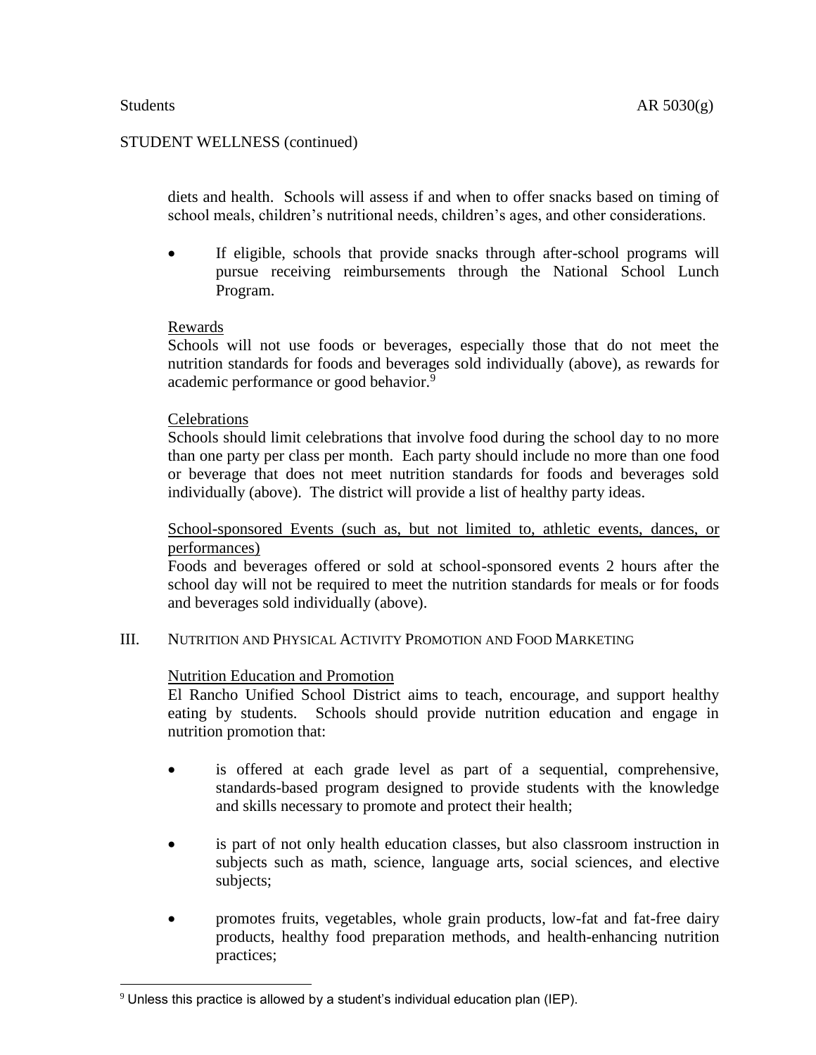diets and health. Schools will assess if and when to offer snacks based on timing of school meals, children's nutritional needs, children's ages, and other considerations.

- If eligible, schools that provide snacks through after-school programs will pursue receiving reimbursements through the National School Lunch Program.

Rewards

Schools will not use foods or beverages, especially those that do not meet the nutrition standards for foods and beverages sold individually (above), as rewards for academic performance or good behavior.[9]

Celebrations

Schools should limit celebrations that involve food during the school day to no more than one party per class per month. Each party should include no more than one food or beverage that does not meet nutrition standards for foods and beverages sold individually (above). The district will provide a list of healthy party ideas.

School-sponsored Events (such as, but not limited to, athletic events, dances, or performances)

Foods and beverages offered or sold at school-sponsored events 2 hours after the school day will not be required to meet the nutrition standards for meals or for foods and beverages sold individually (above).

## III. NUTRITION AND PHYSICAL ACTIVITY PROMOTION AND FOOD MARKETING

Nutrition Education and Promotion

El Rancho Unified School District aims to teach, encourage, and support healthy eating by students. Schools should provide nutrition education and engage in nutrition promotion that:

- is offered at each grade level as part of a sequential, comprehensive, standards-based program designed to provide students with the knowledge and skills necessary to promote and protect their health;
- is part of not only health education classes, but also classroom instruction in subjects such as math, science, language arts, social sciences, and elective subjects;
- promotes fruits, vegetables, whole grain products, low-fat and fat-free dairy products, healthy food preparation methods, and health-enhancing nutrition practices;

[9] Unless this practice is allowed by a student's individual education plan (IEP).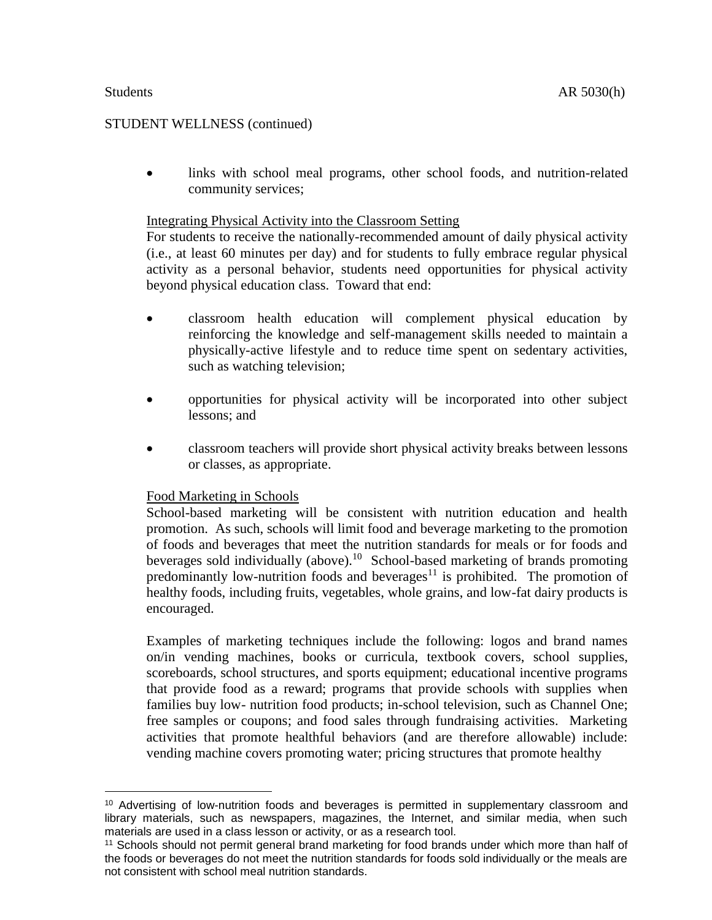STUDENT WELLNESS (continued)

- links with school meal programs, other school foods, and nutrition-related community services;

Integrating Physical Activity into the Classroom Setting

For students to receive the nationally-recommended amount of daily physical activity (i.e., at least 60 minutes per day) and for students to fully embrace regular physical activity as a personal behavior, students need opportunities for physical activity beyond physical education class. Toward that end:

- classroom health education will complement physical education by reinforcing the knowledge and self-management skills needed to maintain a physically-active lifestyle and to reduce time spent on sedentary activities, such as watching television;
- opportunities for physical activity will be incorporated into other subject lessons; and
- classroom teachers will provide short physical activity breaks between lessons or classes, as appropriate.

Food Marketing in Schools

School-based marketing will be consistent with nutrition education and health promotion. As such, schools will limit food and beverage marketing to the promotion of foods and beverages that meet the nutrition standards for meals or for foods and beverages sold individually (above).[10] School-based marketing of brands promoting predominantly low-nutrition foods and beverages[11] is prohibited. The promotion of healthy foods, including fruits, vegetables, whole grains, and low-fat dairy products is encouraged.

Examples of marketing techniques include the following: logos and brand names on/in vending machines, books or curricula, textbook covers, school supplies, scoreboards, school structures, and sports equipment; educational incentive programs that provide food as a reward; programs that provide schools with supplies when families buy low- nutrition food products; in-school television, such as Channel One; free samples or coupons; and food sales through fundraising activities. Marketing activities that promote healthful behaviors (and are therefore allowable) include: vending machine covers promoting water; pricing structures that promote healthy

---

[10] Advertising of low-nutrition foods and beverages is permitted in supplementary classroom and library materials, such as newspapers, magazines, the Internet, and similar media, when such materials are used in a class lesson or activity, or as a research tool.

[11] Schools should not permit general brand marketing for food brands under which more than half of the foods or beverages do not meet the nutrition standards for foods sold individually or the meals are not consistent with school meal nutrition standards.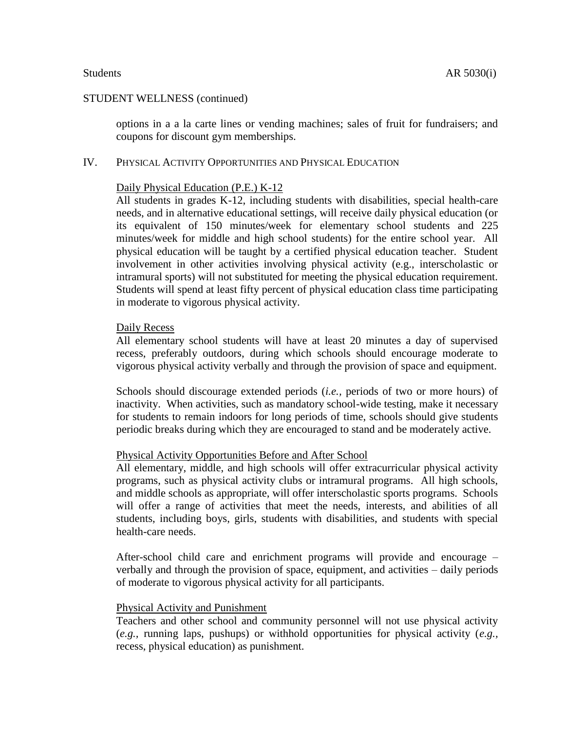options in a a la carte lines or vending machines; sales of fruit for fundraisers; and coupons for discount gym memberships.

## IV. Physical Activity Opportunities and Physical Education

Daily Physical Education (P.E.) K-12

All students in grades K-12, including students with disabilities, special health-care needs, and in alternative educational settings, will receive daily physical education (or its equivalent of 150 minutes/week for elementary school students and 225 minutes/week for middle and high school students) for the entire school year. All physical education will be taught by a certified physical education teacher. Student involvement in other activities involving physical activity (e.g., interscholastic or intramural sports) will not substituted for meeting the physical education requirement. Students will spend at least fifty percent of physical education class time participating in moderate to vigorous physical activity.

Daily Recess

All elementary school students will have at least 20 minutes a day of supervised recess, preferably outdoors, during which schools should encourage moderate to vigorous physical activity verbally and through the provision of space and equipment.

Schools should discourage extended periods (*i.e.*, periods of two or more hours) of inactivity. When activities, such as mandatory school-wide testing, make it necessary for students to remain indoors for long periods of time, schools should give students periodic breaks during which they are encouraged to stand and be moderately active.

Physical Activity Opportunities Before and After School

All elementary, middle, and high schools will offer extracurricular physical activity programs, such as physical activity clubs or intramural programs. All high schools, and middle schools as appropriate, will offer interscholastic sports programs. Schools will offer a range of activities that meet the needs, interests, and abilities of all students, including boys, girls, students with disabilities, and students with special health-care needs.

After-school child care and enrichment programs will provide and encourage – verbally and through the provision of space, equipment, and activities – daily periods of moderate to vigorous physical activity for all participants.

Physical Activity and Punishment

Teachers and other school and community personnel will not use physical activity (*e.g.*, running laps, pushups) or withhold opportunities for physical activity (*e.g.*, recess, physical education) as punishment.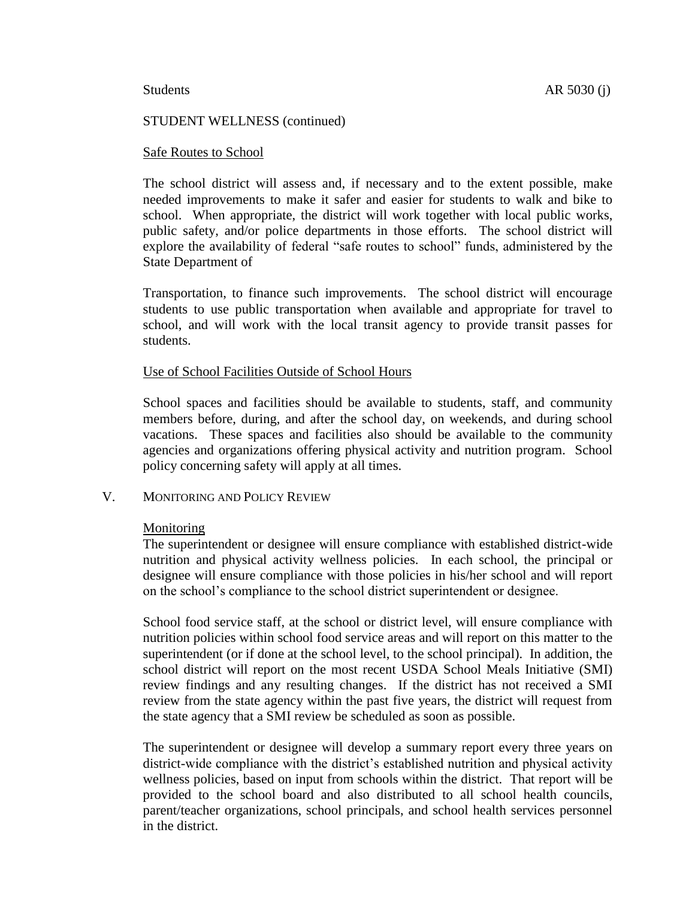STUDENT WELLNESS (continued)

Safe Routes to School

The school district will assess and, if necessary and to the extent possible, make needed improvements to make it safer and easier for students to walk and bike to school. When appropriate, the district will work together with local public works, public safety, and/or police departments in those efforts. The school district will explore the availability of federal "safe routes to school" funds, administered by the State Department of

Transportation, to finance such improvements. The school district will encourage students to use public transportation when available and appropriate for travel to school, and will work with the local transit agency to provide transit passes for students.

Use of School Facilities Outside of School Hours

School spaces and facilities should be available to students, staff, and community members before, during, and after the school day, on weekends, and during school vacations. These spaces and facilities also should be available to the community agencies and organizations offering physical activity and nutrition program. School policy concerning safety will apply at all times.

## V. MONITORING AND POLICY REVIEW

Monitoring

The superintendent or designee will ensure compliance with established district-wide nutrition and physical activity wellness policies. In each school, the principal or designee will ensure compliance with those policies in his/her school and will report on the school's compliance to the school district superintendent or designee.

School food service staff, at the school or district level, will ensure compliance with nutrition policies within school food service areas and will report on this matter to the superintendent (or if done at the school level, to the school principal). In addition, the school district will report on the most recent USDA School Meals Initiative (SMI) review findings and any resulting changes. If the district has not received a SMI review from the state agency within the past five years, the district will request from the state agency that a SMI review be scheduled as soon as possible.

The superintendent or designee will develop a summary report every three years on district-wide compliance with the district's established nutrition and physical activity wellness policies, based on input from schools within the district. That report will be provided to the school board and also distributed to all school health councils, parent/teacher organizations, school principals, and school health services personnel in the district.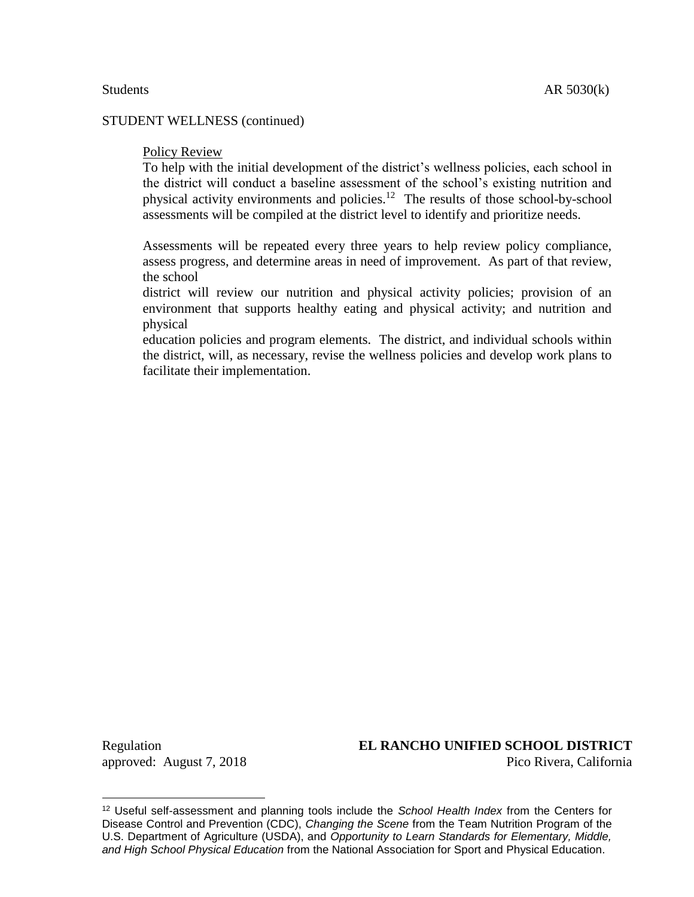STUDENT WELLNESS (continued)

Policy Review

To help with the initial development of the district's wellness policies, each school in the district will conduct a baseline assessment of the school's existing nutrition and physical activity environments and policies.[12] The results of those school-by-school assessments will be compiled at the district level to identify and prioritize needs.

Assessments will be repeated every three years to help review policy compliance, assess progress, and determine areas in need of improvement. As part of that review, the school district will review our nutrition and physical activity policies; provision of an environment that supports healthy eating and physical activity; and nutrition and physical education policies and program elements. The district, and individual schools within the district, will, as necessary, revise the wellness policies and develop work plans to facilitate their implementation.

Regulation approved: August 7, 2018

**EL RANCHO UNIFIED SCHOOL DISTRICT**
Pico Rivera, California

[12] Useful self-assessment and planning tools include the *School Health Index* from the Centers for Disease Control and Prevention (CDC), *Changing the Scene* from the Team Nutrition Program of the U.S. Department of Agriculture (USDA), and *Opportunity to Learn Standards for Elementary, Middle, and High School Physical Education* from the National Association for Sport and Physical Education.